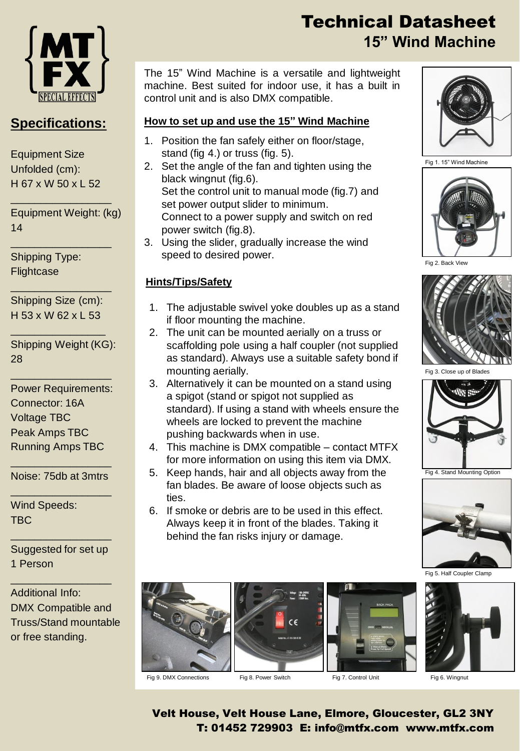# Technical Datasheet

## 15" Wind Machine

The 15" Wind Machine is a versatile and lightweight machine. Best suited for indoor use, it has a built in control unit and is also DMX compatible.

### How to set up and use the 15" Wind Machine

1. Position the fan safely either on floor/stage, stand (fig 4.) or truss (fig. 5).
2. Set the angle of the fan and tighten using the black wingnut (fig.6).
   Set the control unit to manual mode (fig.7) and set power output slider to minimum.
   Connect to a power supply and switch on red power switch (fig.8).
3. Using the slider, gradually increase the wind speed to desired power.

### Hints/Tips/Safety

1. The adjustable swivel yoke doubles up as a stand if floor mounting the machine.
2. The unit can be mounted aerially on a truss or scaffolding pole using a half coupler (not supplied as standard). Always use a suitable safety bond if mounting aerially.
3. Alternatively it can be mounted on a stand using a spigot (stand or spigot not supplied as standard). If using a stand with wheels ensure the wheels are locked to prevent the machine pushing backwards when in use.
4. This machine is DMX compatible – contact MTFX for more information on using this item via DMX.
5. Keep hands, hair and all objects away from the fan blades. Be aware of loose objects such as ties.
6. If smoke or debris are to be used in this effect. Always keep it in front of the blades. Taking it behind the fan risks injury or damage.

Fig 1. 15" Wind Machine

Fig 2. Back View

Fig 3. Close up of Blades

Fig 4. Stand Mounting Option

Fig 5. Half Coupler Clamp

Fig 9. DMX Connections

Fig 8. Power Switch

Fig 7. Control Unit

Fig 6. Wingnut

## Specifications:

Equipment Size Unfolded (cm):
H 67 x W 50 x L 52

Equipment Weight: (kg)
14

Shipping Type:
Flightcase

Shipping Size (cm):
H 53 x W 62 x L 53

Shipping Weight (KG):
28

Power Requirements:
Connector: 16A
Voltage TBC
Peak Amps TBC
Running Amps TBC

Noise: 75db at 3mtrs

Wind Speeds:
TBC

Suggested for set up
1 Person

Additional Info:
DMX Compatible and Truss/Stand mountable or free standing.

Velt House, Velt House Lane, Elmore, Gloucester, GL2 3NY
T: 01452 729903 E: info@mtfx.com www.mtfx.com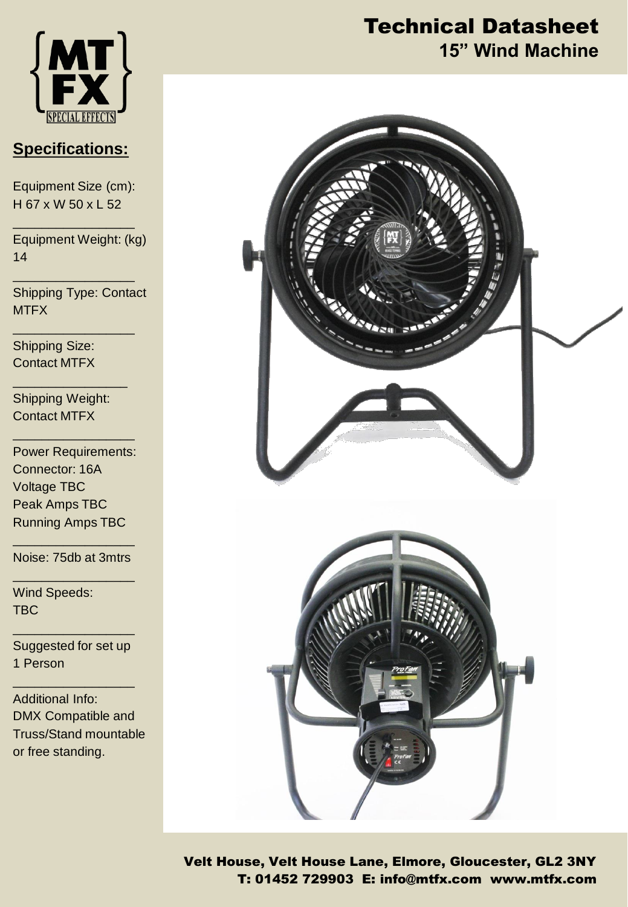# Technical Datasheet

## 15” Wind Machine

## Specifications:

Equipment Size (cm):
H 67 x W 50 x L 52

Equipment Weight: (kg)
14

Shipping Type: Contact MTFX

Shipping Size:
Contact MTFX

Shipping Weight:
Contact MTFX

Power Requirements:
Connector: 16A
Voltage TBC
Peak Amps TBC
Running Amps TBC

Noise: 75db at 3mtrs

Wind Speeds:
TBC

Suggested for set up
1 Person

Additional Info:
DMX Compatible and Truss/Stand mountable or free standing.

**Velt House, Velt House Lane, Elmore, Gloucester, GL2 3NY**
**T: 01452 729903 E: info@mtfx.com www.mtfx.com**